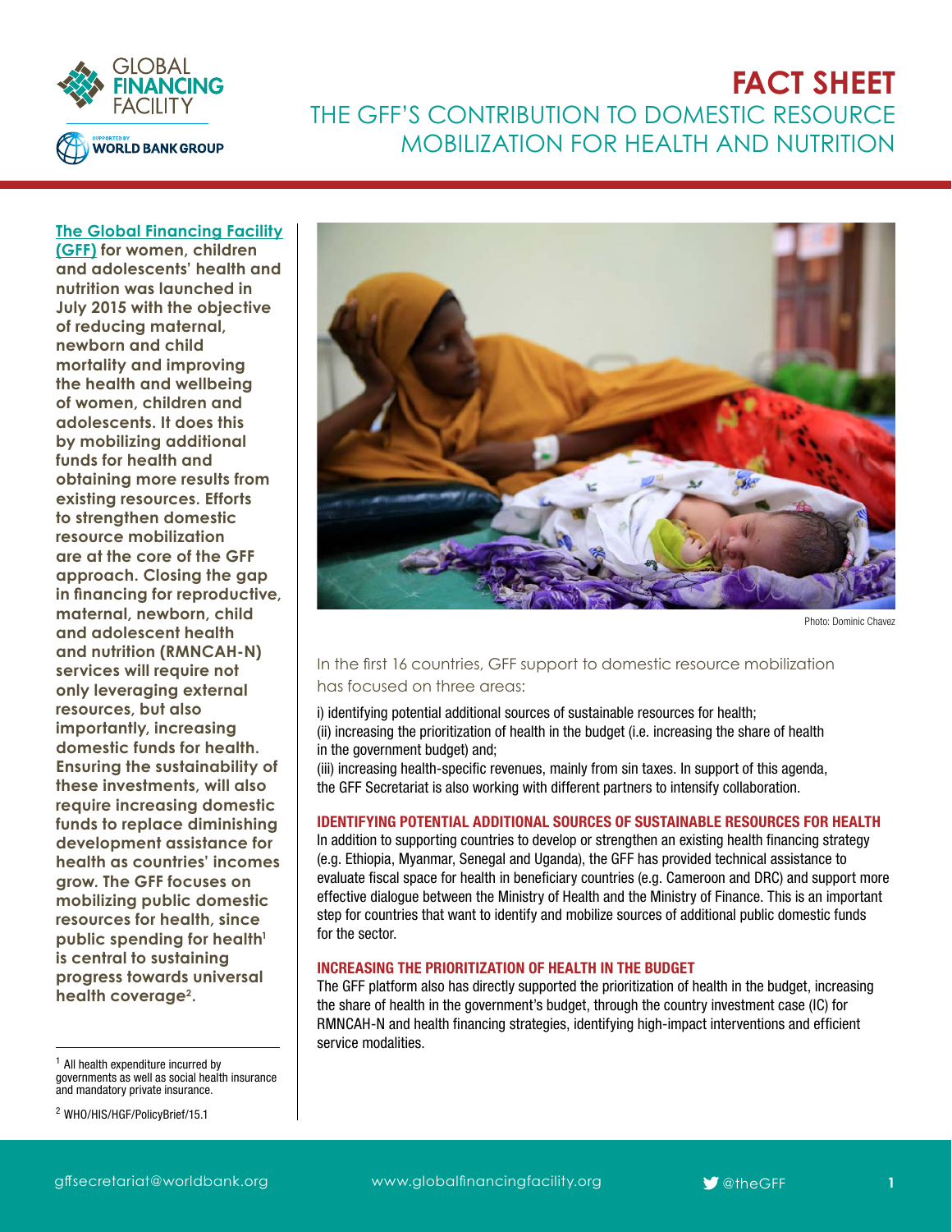# FACT SHEET

## THE GFF'S CONTRIBUTION TO DOMESTIC RESOURCE MOBILIZATION FOR HEALTH AND NUTRITION

**The Global Financing Facility (GFF) for women, children and adolescents' health and nutrition was launched in July 2015 with the objective of reducing maternal, newborn and child mortality and improving the health and wellbeing of women, children and adolescents. It does this by mobilizing additional funds for health and obtaining more results from existing resources. Efforts to strengthen domestic resource mobilization are at the core of the GFF approach. Closing the gap in financing for reproductive, maternal, newborn, child and adolescent health and nutrition (RMNCAH-N) services will require not only leveraging external resources, but also importantly, increasing domestic funds for health. Ensuring the sustainability of these investments, will also require increasing domestic funds to replace diminishing development assistance for health as countries' incomes grow. The GFF focuses on mobilizing public domestic resources for health, since public spending for health[1] is central to sustaining progress towards universal health coverage[2].**

[1] All health expenditure incurred by governments as well as social health insurance and mandatory private insurance.

[2] WHO/HIS/HGF/PolicyBrief/15.1

Photo: Dominic Chavez

In the first 16 countries, GFF support to domestic resource mobilization has focused on three areas:

i) identifying potential additional sources of sustainable resources for health;
(ii) increasing the prioritization of health in the budget (i.e. increasing the share of health in the government budget) and;
(iii) increasing health-specific revenues, mainly from sin taxes. In support of this agenda, the GFF Secretariat is also working with different partners to intensify collaboration.

### IDENTIFYING POTENTIAL ADDITIONAL SOURCES OF SUSTAINABLE RESOURCES FOR HEALTH

In addition to supporting countries to develop or strengthen an existing health financing strategy (e.g. Ethiopia, Myanmar, Senegal and Uganda), the GFF has provided technical assistance to evaluate fiscal space for health in beneficiary countries (e.g. Cameroon and DRC) and support more effective dialogue between the Ministry of Health and the Ministry of Finance. This is an important step for countries that want to identify and mobilize sources of additional public domestic funds for the sector.

### INCREASING THE PRIORITIZATION OF HEALTH IN THE BUDGET

The GFF platform also has directly supported the prioritization of health in the budget, increasing the share of health in the government's budget, through the country investment case (IC) for RMNCAH-N and health financing strategies, identifying high-impact interventions and efficient service modalities.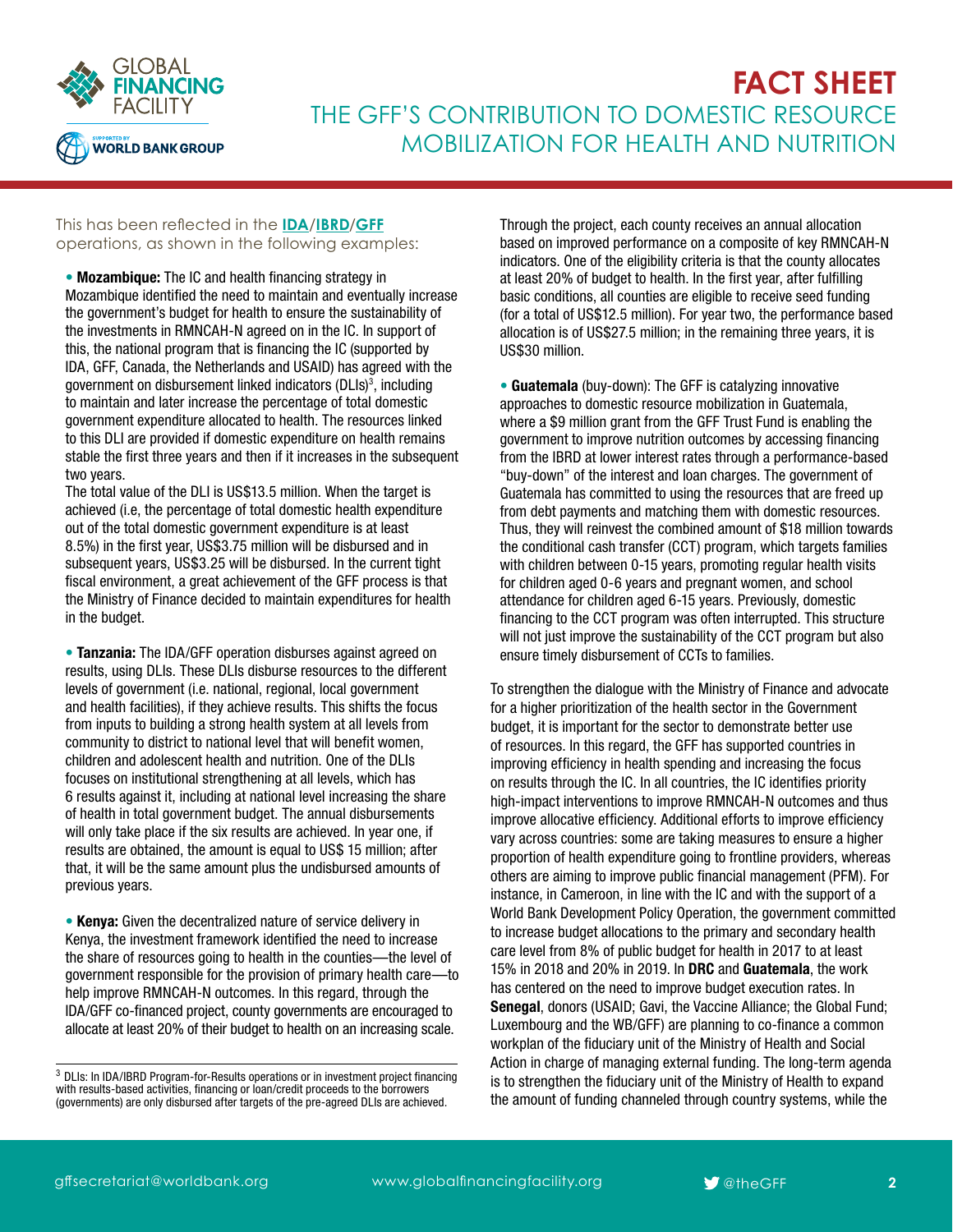This has been reflected in the **IDA**/**IBRD**/**GFF** operations, as shown in the following examples:

- **Mozambique:** The IC and health financing strategy in Mozambique identified the need to maintain and eventually increase the government's budget for health to ensure the sustainability of the investments in RMNCAH-N agreed on in the IC. In support of this, the national program that is financing the IC (supported by IDA, GFF, Canada, the Netherlands and USAID) has agreed with the government on disbursement linked indicators (DLIs)[3], including to maintain and later increase the percentage of total domestic government expenditure allocated to health. The resources linked to this DLI are provided if domestic expenditure on health remains stable the first three years and then if it increases in the subsequent two years.
The total value of the DLI is US$13.5 million. When the target is achieved (i.e, the percentage of total domestic health expenditure out of the total domestic government expenditure is at least 8.5%) in the first year, US$3.75 million will be disbursed and in subsequent years, US$3.25 will be disbursed. In the current tight fiscal environment, a great achievement of the GFF process is that the Ministry of Finance decided to maintain expenditures for health in the budget.

- **Tanzania:** The IDA/GFF operation disburses against agreed on results, using DLIs. These DLIs disburse resources to the different levels of government (i.e. national, regional, local government and health facilities), if they achieve results. This shifts the focus from inputs to building a strong health system at all levels from community to district to national level that will benefit women, children and adolescent health and nutrition. One of the DLIs focuses on institutional strengthening at all levels, which has 6 results against it, including at national level increasing the share of health in total government budget. The annual disbursements will only take place if the six results are achieved. In year one, if results are obtained, the amount is equal to US$ 15 million; after that, it will be the same amount plus the undisbursed amounts of previous years.

- **Kenya:** Given the decentralized nature of service delivery in Kenya, the investment framework identified the need to increase the share of resources going to health in the counties—the level of government responsible for the provision of primary health care—to help improve RMNCAH-N outcomes. In this regard, through the IDA/GFF co-financed project, county governments are encouraged to allocate at least 20% of their budget to health on an increasing scale. Through the project, each county receives an annual allocation based on improved performance on a composite of key RMNCAH-N indicators. One of the eligibility criteria is that the county allocates at least 20% of budget to health. In the first year, after fulfilling basic conditions, all counties are eligible to receive seed funding (for a total of US$12.5 million). For year two, the performance based allocation is of US$27.5 million; in the remaining three years, it is US$30 million.

- **Guatemala** (buy-down): The GFF is catalyzing innovative approaches to domestic resource mobilization in Guatemala, where a $9 million grant from the GFF Trust Fund is enabling the government to improve nutrition outcomes by accessing financing from the IBRD at lower interest rates through a performance-based "buy-down" of the interest and loan charges. The government of Guatemala has committed to using the resources that are freed up from debt payments and matching them with domestic resources. Thus, they will reinvest the combined amount of $18 million towards the conditional cash transfer (CCT) program, which targets families with children between 0-15 years, promoting regular health visits for children aged 0-6 years and pregnant women, and school attendance for children aged 6-15 years. Previously, domestic financing to the CCT program was often interrupted. This structure will not just improve the sustainability of the CCT program but also ensure timely disbursement of CCTs to families.

To strengthen the dialogue with the Ministry of Finance and advocate for a higher prioritization of the health sector in the Government budget, it is important for the sector to demonstrate better use of resources. In this regard, the GFF has supported countries in improving efficiency in health spending and increasing the focus on results through the IC. In all countries, the IC identifies priority high-impact interventions to improve RMNCAH-N outcomes and thus improve allocative efficiency. Additional efforts to improve efficiency vary across countries: some are taking measures to ensure a higher proportion of health expenditure going to frontline providers, whereas others are aiming to improve public financial management (PFM). For instance, in Cameroon, in line with the IC and with the support of a World Bank Development Policy Operation, the government committed to increase budget allocations to the primary and secondary health care level from 8% of public budget for health in 2017 to at least 15% in 2018 and 20% in 2019. In **DRC** and **Guatemala**, the work has centered on the need to improve budget execution rates. In **Senegal**, donors (USAID; Gavi, the Vaccine Alliance; the Global Fund; Luxembourg and the WB/GFF) are planning to co-finance a common workplan of the fiduciary unit of the Ministry of Health and Social Action in charge of managing external funding. The long-term agenda is to strengthen the fiduciary unit of the Ministry of Health to expand the amount of funding channeled through country systems, while the

[3] DLIs: In IDA/IBRD Program-for-Results operations or in investment project financing with results-based activities, financing or loan/credit proceeds to the borrowers (governments) are only disbursed after targets of the pre-agreed DLIs are achieved.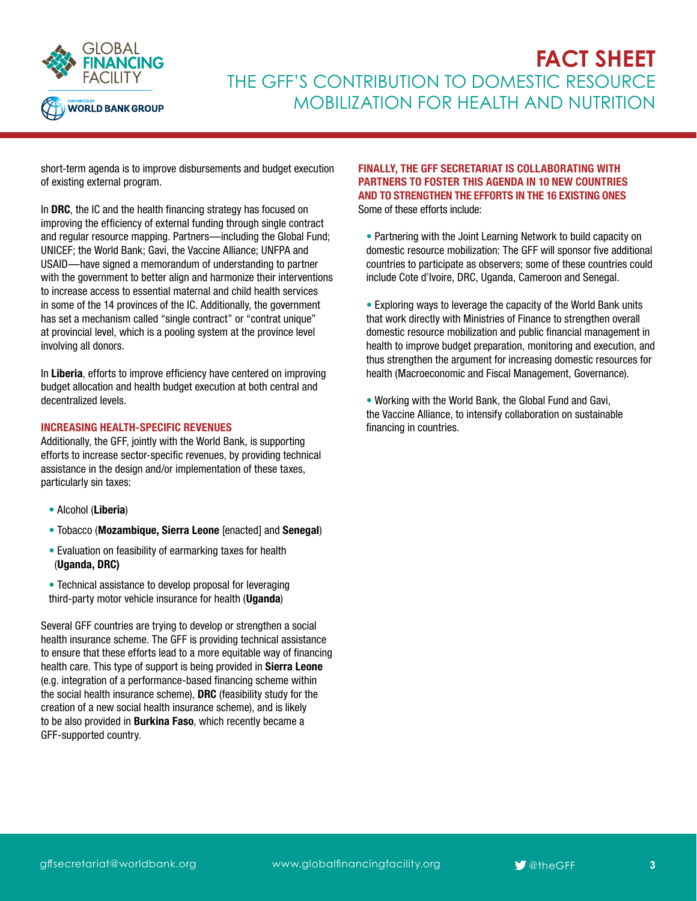short-term agenda is to improve disbursements and budget execution of existing external program.

In **DRC**, the IC and the health financing strategy has focused on improving the efficiency of external funding through single contract and regular resource mapping. Partners—including the Global Fund; UNICEF; the World Bank; Gavi, the Vaccine Alliance; UNFPA and USAID—have signed a memorandum of understanding to partner with the government to better align and harmonize their interventions to increase access to essential maternal and child health services in some of the 14 provinces of the IC. Additionally, the government has set a mechanism called "single contract" or "contrat unique" at provincial level, which is a pooling system at the province level involving all donors.

In **Liberia**, efforts to improve efficiency have centered on improving budget allocation and health budget execution at both central and decentralized levels.

### INCREASING HEALTH-SPECIFIC REVENUES

Additionally, the GFF, jointly with the World Bank, is supporting efforts to increase sector-specific revenues, by providing technical assistance in the design and/or implementation of these taxes, particularly sin taxes:

- Alcohol (**Liberia**)
- Tobacco (**Mozambique, Sierra Leone** [enacted] and **Senegal**)
- Evaluation on feasibility of earmarking taxes for health (**Uganda, DRC)**
- Technical assistance to develop proposal for leveraging third-party motor vehicle insurance for health (**Uganda**)

Several GFF countries are trying to develop or strengthen a social health insurance scheme. The GFF is providing technical assistance to ensure that these efforts lead to a more equitable way of financing health care. This type of support is being provided in **Sierra Leone** (e.g. integration of a performance-based financing scheme within the social health insurance scheme), **DRC** (feasibility study for the creation of a new social health insurance scheme), and is likely to be also provided in **Burkina Faso**, which recently became a GFF-supported country.

### FINALLY, THE GFF SECRETARIAT IS COLLABORATING WITH PARTNERS TO FOSTER THIS AGENDA IN 10 NEW COUNTRIES AND TO STRENGTHEN THE EFFORTS IN THE 16 EXISTING ONES

Some of these efforts include:

- Partnering with the Joint Learning Network to build capacity on domestic resource mobilization: The GFF will sponsor five additional countries to participate as observers; some of these countries could include Cote d'Ivoire, DRC, Uganda, Cameroon and Senegal.
- Exploring ways to leverage the capacity of the World Bank units that work directly with Ministries of Finance to strengthen overall domestic resource mobilization and public financial management in health to improve budget preparation, monitoring and execution, and thus strengthen the argument for increasing domestic resources for health (Macroeconomic and Fiscal Management, Governance).
- Working with the World Bank, the Global Fund and Gavi, the Vaccine Alliance, to intensify collaboration on sustainable financing in countries.